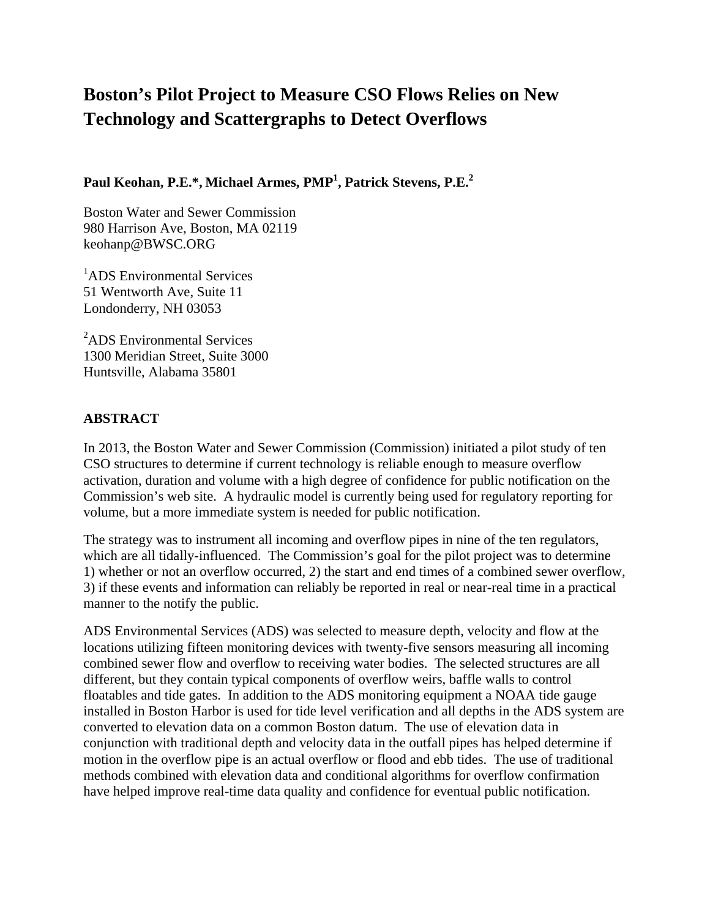# Boston's Pilot Project to Measure CSO Flows Relies on New Technology and Scattergraphs to Detect Overflows

**Paul Keohan, P.E.*, Michael Armes, PMP[1], Patrick Stevens, P.E.[2]**

Boston Water and Sewer Commission
980 Harrison Ave, Boston, MA 02119
keohanp@BWSC.ORG

[1]ADS Environmental Services
51 Wentworth Ave, Suite 11
Londonderry, NH 03053

[2]ADS Environmental Services
1300 Meridian Street, Suite 3000
Huntsville, Alabama 35801

## ABSTRACT

In 2013, the Boston Water and Sewer Commission (Commission) initiated a pilot study of ten CSO structures to determine if current technology is reliable enough to measure overflow activation, duration and volume with a high degree of confidence for public notification on the Commission's web site. A hydraulic model is currently being used for regulatory reporting for volume, but a more immediate system is needed for public notification.

The strategy was to instrument all incoming and overflow pipes in nine of the ten regulators, which are all tidally-influenced. The Commission's goal for the pilot project was to determine 1) whether or not an overflow occurred, 2) the start and end times of a combined sewer overflow, 3) if these events and information can reliably be reported in real or near-real time in a practical manner to the notify the public.

ADS Environmental Services (ADS) was selected to measure depth, velocity and flow at the locations utilizing fifteen monitoring devices with twenty-five sensors measuring all incoming combined sewer flow and overflow to receiving water bodies. The selected structures are all different, but they contain typical components of overflow weirs, baffle walls to control floatables and tide gates. In addition to the ADS monitoring equipment a NOAA tide gauge installed in Boston Harbor is used for tide level verification and all depths in the ADS system are converted to elevation data on a common Boston datum. The use of elevation data in conjunction with traditional depth and velocity data in the outfall pipes has helped determine if motion in the overflow pipe is an actual overflow or flood and ebb tides. The use of traditional methods combined with elevation data and conditional algorithms for overflow confirmation have helped improve real-time data quality and confidence for eventual public notification.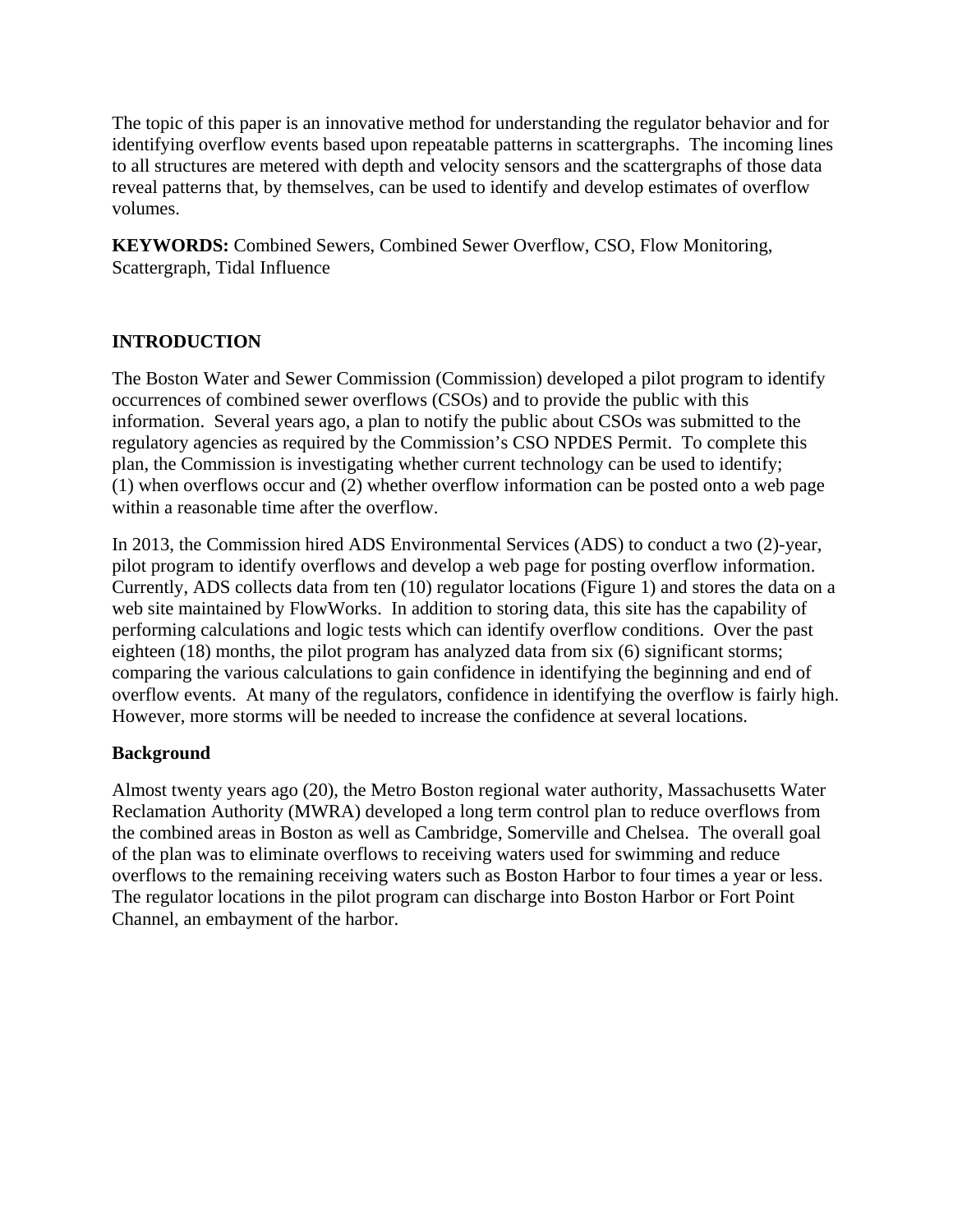The topic of this paper is an innovative method for understanding the regulator behavior and for identifying overflow events based upon repeatable patterns in scattergraphs. The incoming lines to all structures are metered with depth and velocity sensors and the scattergraphs of those data reveal patterns that, by themselves, can be used to identify and develop estimates of overflow volumes.

**KEYWORDS:** Combined Sewers, Combined Sewer Overflow, CSO, Flow Monitoring, Scattergraph, Tidal Influence

## INTRODUCTION

The Boston Water and Sewer Commission (Commission) developed a pilot program to identify occurrences of combined sewer overflows (CSOs) and to provide the public with this information. Several years ago, a plan to notify the public about CSOs was submitted to the regulatory agencies as required by the Commission's CSO NPDES Permit. To complete this plan, the Commission is investigating whether current technology can be used to identify; (1) when overflows occur and (2) whether overflow information can be posted onto a web page within a reasonable time after the overflow.

In 2013, the Commission hired ADS Environmental Services (ADS) to conduct a two (2)-year, pilot program to identify overflows and develop a web page for posting overflow information. Currently, ADS collects data from ten (10) regulator locations (Figure 1) and stores the data on a web site maintained by FlowWorks. In addition to storing data, this site has the capability of performing calculations and logic tests which can identify overflow conditions. Over the past eighteen (18) months, the pilot program has analyzed data from six (6) significant storms; comparing the various calculations to gain confidence in identifying the beginning and end of overflow events. At many of the regulators, confidence in identifying the overflow is fairly high. However, more storms will be needed to increase the confidence at several locations.

### Background

Almost twenty years ago (20), the Metro Boston regional water authority, Massachusetts Water Reclamation Authority (MWRA) developed a long term control plan to reduce overflows from the combined areas in Boston as well as Cambridge, Somerville and Chelsea. The overall goal of the plan was to eliminate overflows to receiving waters used for swimming and reduce overflows to the remaining receiving waters such as Boston Harbor to four times a year or less. The regulator locations in the pilot program can discharge into Boston Harbor or Fort Point Channel, an embayment of the harbor.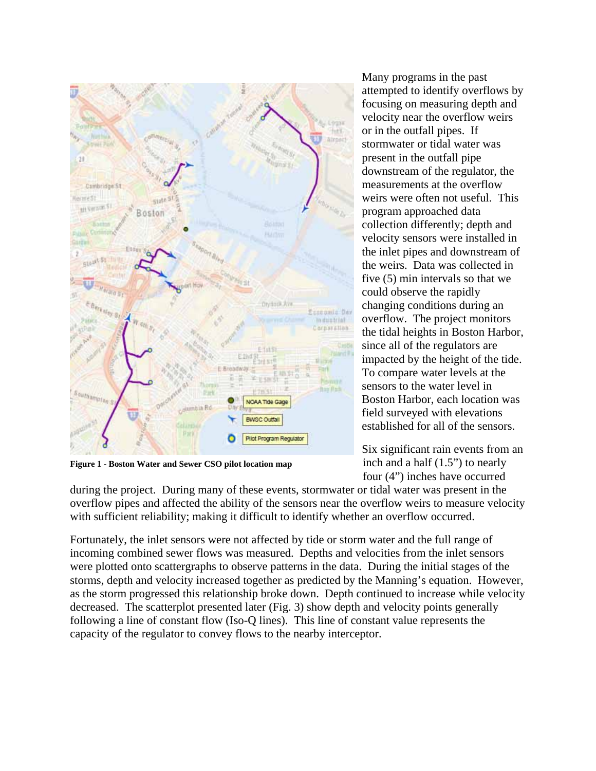Figure 1 - Boston Water and Sewer CSO pilot location map

Many programs in the past attempted to identify overflows by focusing on measuring depth and velocity near the overflow weirs or in the outfall pipes. If stormwater or tidal water was present in the outfall pipe downstream of the regulator, the measurements at the overflow weirs were often not useful. This program approached data collection differently; depth and velocity sensors were installed in the inlet pipes and downstream of the weirs. Data was collected in five (5) min intervals so that we could observe the rapidly changing conditions during an overflow. The project monitors the tidal heights in Boston Harbor, since all of the regulators are impacted by the height of the tide. To compare water levels at the sensors to the water level in Boston Harbor, each location was field surveyed with elevations established for all of the sensors.

Six significant rain events from an inch and a half (1.5") to nearly four (4") inches have occurred during the project. During many of these events, stormwater or tidal water was present in the overflow pipes and affected the ability of the sensors near the overflow weirs to measure velocity with sufficient reliability; making it difficult to identify whether an overflow occurred.

Fortunately, the inlet sensors were not affected by tide or storm water and the full range of incoming combined sewer flows was measured. Depths and velocities from the inlet sensors were plotted onto scattergraphs to observe patterns in the data. During the initial stages of the storms, depth and velocity increased together as predicted by the Manning's equation. However, as the storm progressed this relationship broke down. Depth continued to increase while velocity decreased. The scatterplot presented later (Fig. 3) show depth and velocity points generally following a line of constant flow (Iso-Q lines). This line of constant value represents the capacity of the regulator to convey flows to the nearby interceptor.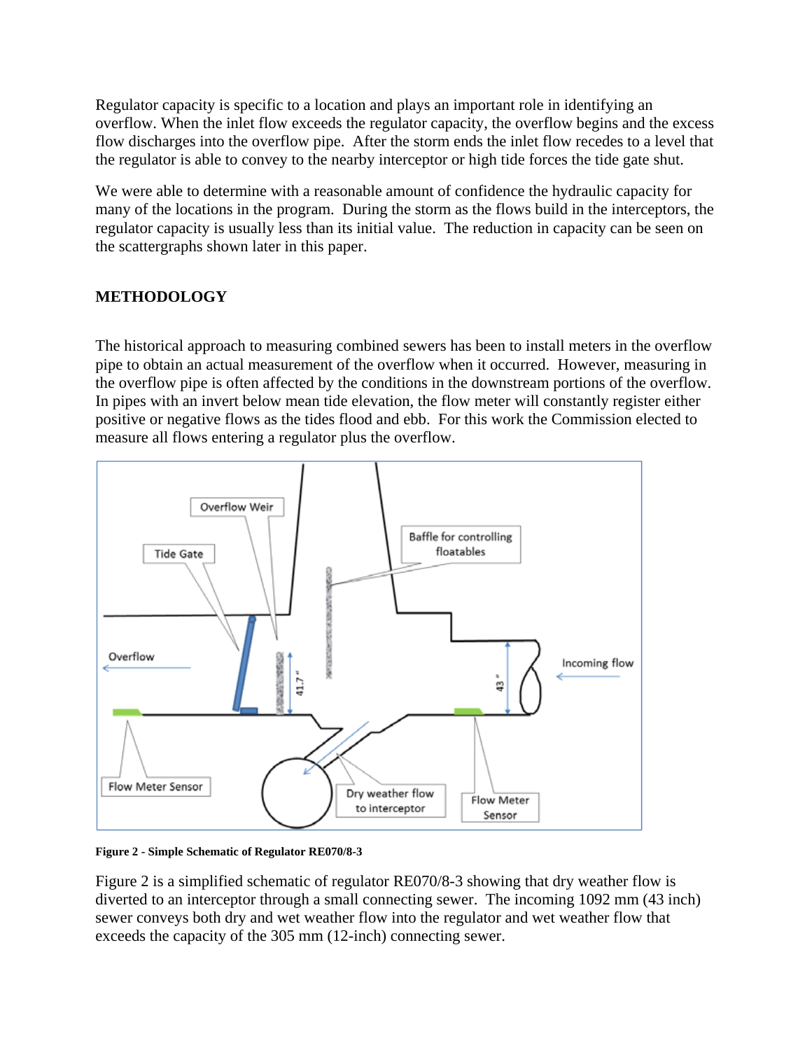Regulator capacity is specific to a location and plays an important role in identifying an overflow. When the inlet flow exceeds the regulator capacity, the overflow begins and the excess flow discharges into the overflow pipe. After the storm ends the inlet flow recedes to a level that the regulator is able to convey to the nearby interceptor or high tide forces the tide gate shut.

We were able to determine with a reasonable amount of confidence the hydraulic capacity for many of the locations in the program. During the storm as the flows build in the interceptors, the regulator capacity is usually less than its initial value. The reduction in capacity can be seen on the scattergraphs shown later in this paper.

## METHODOLOGY

The historical approach to measuring combined sewers has been to install meters in the overflow pipe to obtain an actual measurement of the overflow when it occurred. However, measuring in the overflow pipe is often affected by the conditions in the downstream portions of the overflow. In pipes with an invert below mean tide elevation, the flow meter will constantly register either positive or negative flows as the tides flood and ebb. For this work the Commission elected to measure all flows entering a regulator plus the overflow.

**Figure 2 - Simple Schematic of Regulator RE070/8-3**

Figure 2 is a simplified schematic of regulator RE070/8-3 showing that dry weather flow is diverted to an interceptor through a small connecting sewer. The incoming 1092 mm (43 inch) sewer conveys both dry and wet weather flow into the regulator and wet weather flow that exceeds the capacity of the 305 mm (12-inch) connecting sewer.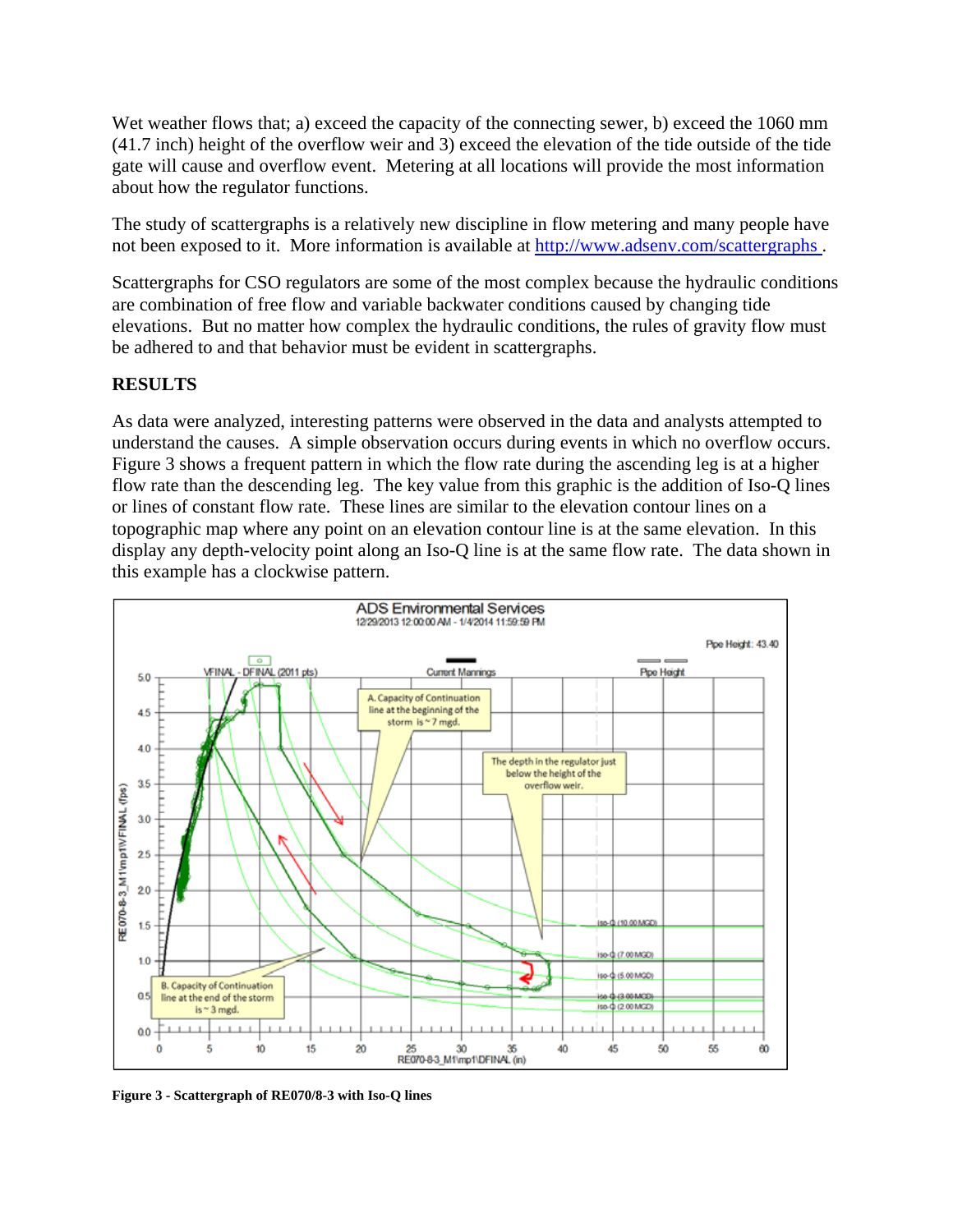Wet weather flows that; a) exceed the capacity of the connecting sewer, b) exceed the 1060 mm (41.7 inch) height of the overflow weir and 3) exceed the elevation of the tide outside of the tide gate will cause and overflow event. Metering at all locations will provide the most information about how the regulator functions.

The study of scattergraphs is a relatively new discipline in flow metering and many people have not been exposed to it. More information is available at http://www.adsenv.com/scattergraphs .

Scattergraphs for CSO regulators are some of the most complex because the hydraulic conditions are combination of free flow and variable backwater conditions caused by changing tide elevations. But no matter how complex the hydraulic conditions, the rules of gravity flow must be adhered to and that behavior must be evident in scattergraphs.

## RESULTS

As data were analyzed, interesting patterns were observed in the data and analysts attempted to understand the causes. A simple observation occurs during events in which no overflow occurs. Figure 3 shows a frequent pattern in which the flow rate during the ascending leg is at a higher flow rate than the descending leg. The key value from this graphic is the addition of Iso-Q lines or lines of constant flow rate. These lines are similar to the elevation contour lines on a topographic map where any point on an elevation contour line is at the same elevation. In this display any depth-velocity point along an Iso-Q line is at the same flow rate. The data shown in this example has a clockwise pattern.

**Figure 3 - Scattergraph of RE070/8-3 with Iso-Q lines**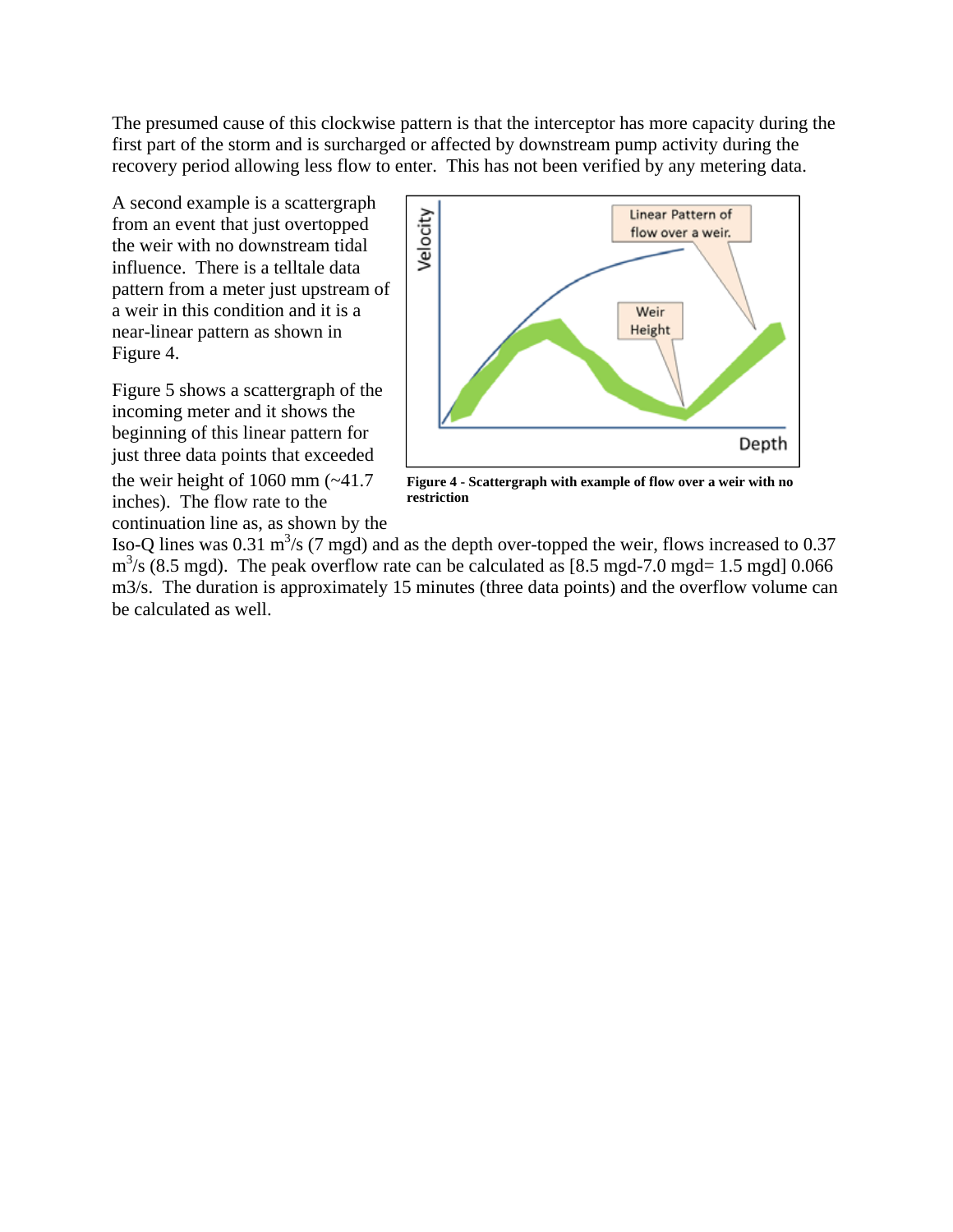The presumed cause of this clockwise pattern is that the interceptor has more capacity during the first part of the storm and is surcharged or affected by downstream pump activity during the recovery period allowing less flow to enter. This has not been verified by any metering data.

A second example is a scattergraph from an event that just overtopped the weir with no downstream tidal influence. There is a telltale data pattern from a meter just upstream of a weir in this condition and it is a near-linear pattern as shown in Figure 4.

**Figure 4 - Scattergraph with example of flow over a weir with no restriction**

Figure 5 shows a scattergraph of the incoming meter and it shows the beginning of this linear pattern for just three data points that exceeded the weir height of 1060 mm (~41.7 inches). The flow rate to the continuation line as, as shown by the Iso-Q lines was 0.31 $m^3/s$ (7 mgd) and as the depth over-topped the weir, flows increased to 0.37 $m^3/s$ (8.5 mgd). The peak overflow rate can be calculated as [8.5 mgd-7.0 mgd= 1.5 mgd] 0.066 m3/s. The duration is approximately 15 minutes (three data points) and the overflow volume can be calculated as well.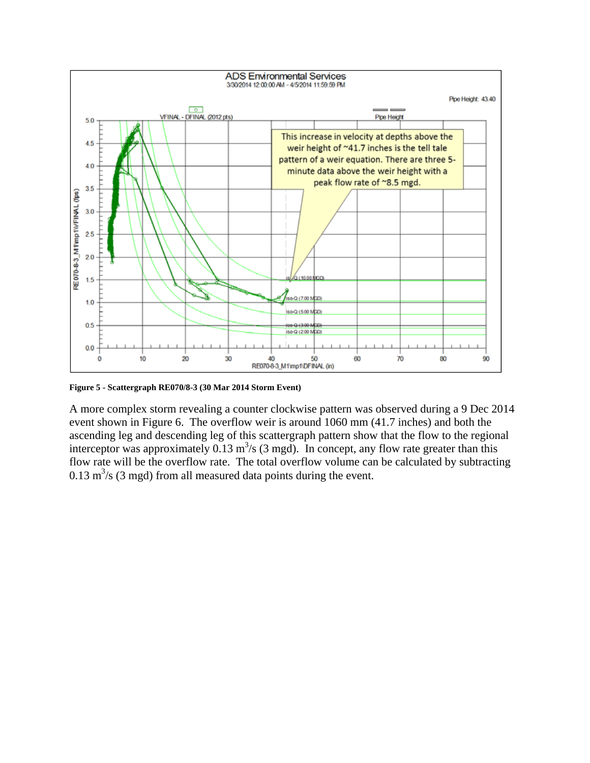**Figure 5 - Scattergraph RE070/8-3 (30 Mar 2014 Storm Event)**

A more complex storm revealing a counter clockwise pattern was observed during a 9 Dec 2014 event shown in Figure 6. The overflow weir is around 1060 mm (41.7 inches) and both the ascending leg and descending leg of this scattergraph pattern show that the flow to the regional interceptor was approximately 0.13 $m^3/s$ (3 mgd). In concept, any flow rate greater than this flow rate will be the overflow rate. The total overflow volume can be calculated by subtracting 0.13 $m^3/s$ (3 mgd) from all measured data points during the event.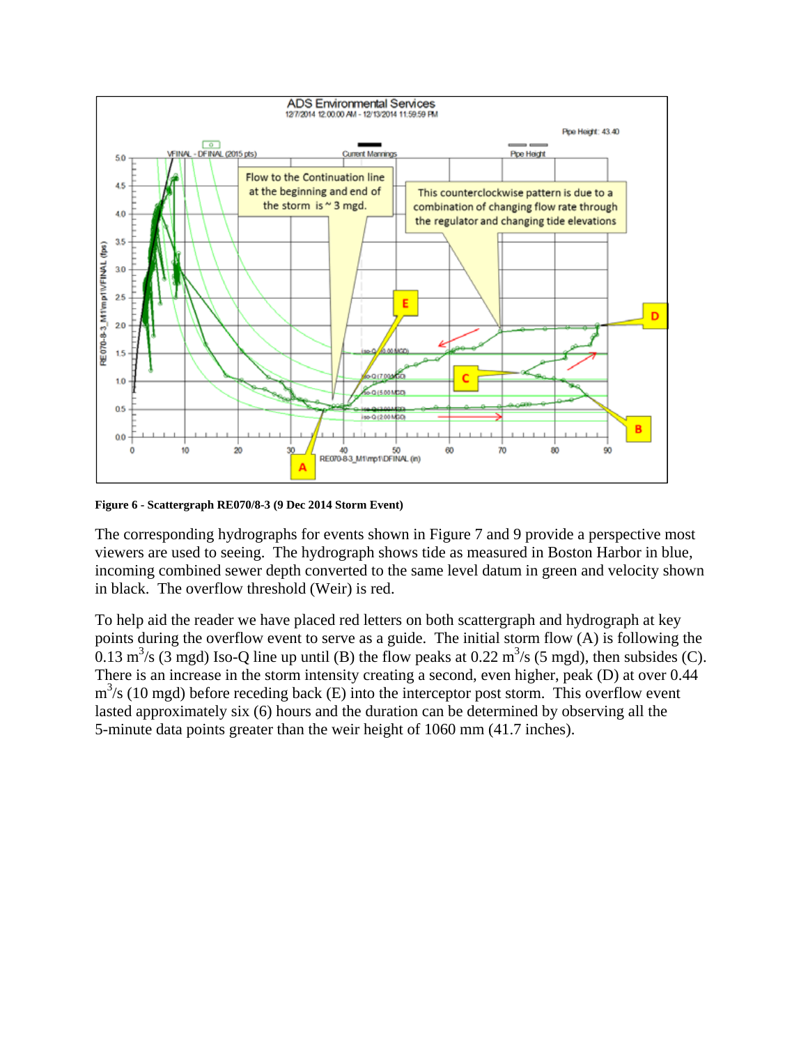**Figure 6 - Scattergraph RE070/8-3 (9 Dec 2014 Storm Event)**

The corresponding hydrographs for events shown in Figure 7 and 9 provide a perspective most viewers are used to seeing. The hydrograph shows tide as measured in Boston Harbor in blue, incoming combined sewer depth converted to the same level datum in green and velocity shown in black. The overflow threshold (Weir) is red.

To help aid the reader we have placed red letters on both scattergraph and hydrograph at key points during the overflow event to serve as a guide. The initial storm flow (A) is following the 0.13 $m^3/s$ (3 mgd) Iso-Q line up until (B) the flow peaks at 0.22 $m^3/s$ (5 mgd), then subsides (C). There is an increase in the storm intensity creating a second, even higher, peak (D) at over 0.44 $m^3/s$ (10 mgd) before receding back (E) into the interceptor post storm. This overflow event lasted approximately six (6) hours and the duration can be determined by observing all the 5-minute data points greater than the weir height of 1060 mm (41.7 inches).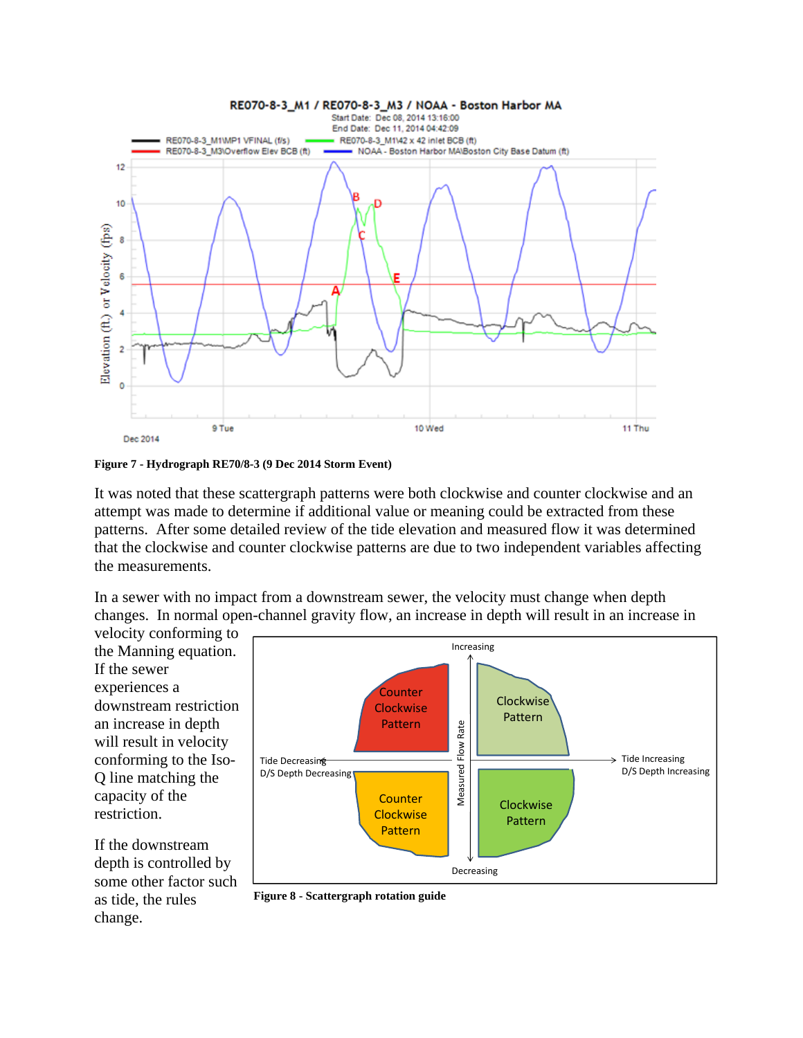**Figure 7 - Hydrograph RE70/8-3 (9 Dec 2014 Storm Event)**

It was noted that these scattergraph patterns were both clockwise and counter clockwise and an attempt was made to determine if additional value or meaning could be extracted from these patterns. After some detailed review of the tide elevation and measured flow it was determined that the clockwise and counter clockwise patterns are due to two independent variables affecting the measurements.

In a sewer with no impact from a downstream sewer, the velocity must change when depth changes. In normal open-channel gravity flow, an increase in depth will result in an increase in velocity conforming to the Manning equation. If the sewer experiences a downstream restriction an increase in depth will result in velocity conforming to the Iso-Q line matching the capacity of the restriction.

If the downstream depth is controlled by some other factor such as tide, the rules change.

**Figure 8 - Scattergraph rotation guide**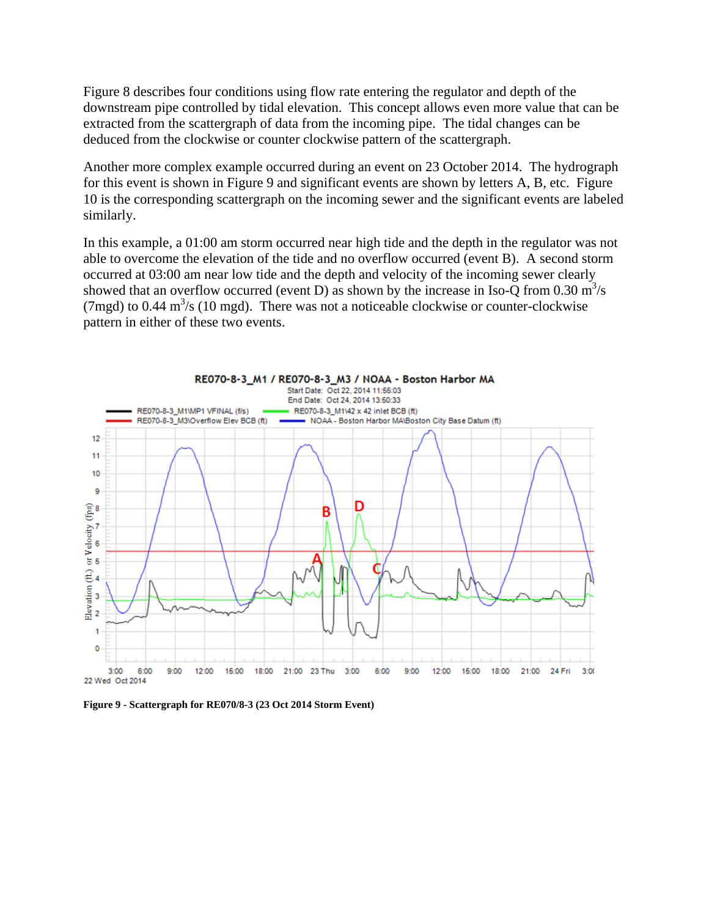Figure 8 describes four conditions using flow rate entering the regulator and depth of the downstream pipe controlled by tidal elevation. This concept allows even more value that can be extracted from the scattergraph of data from the incoming pipe. The tidal changes can be deduced from the clockwise or counter clockwise pattern of the scattergraph.

Another more complex example occurred during an event on 23 October 2014. The hydrograph for this event is shown in Figure 9 and significant events are shown by letters A, B, etc. Figure 10 is the corresponding scattergraph on the incoming sewer and the significant events are labeled similarly.

In this example, a 01:00 am storm occurred near high tide and the depth in the regulator was not able to overcome the elevation of the tide and no overflow occurred (event B). A second storm occurred at 03:00 am near low tide and the depth and velocity of the incoming sewer clearly showed that an overflow occurred (event D) as shown by the increase in Iso-Q from 0.30 $m^3/s$ (7mgd) to 0.44 $m^3/s$ (10 mgd). There was not a noticeable clockwise or counter-clockwise pattern in either of these two events.

**Figure 9 - Scattergraph for RE070/8-3 (23 Oct 2014 Storm Event)**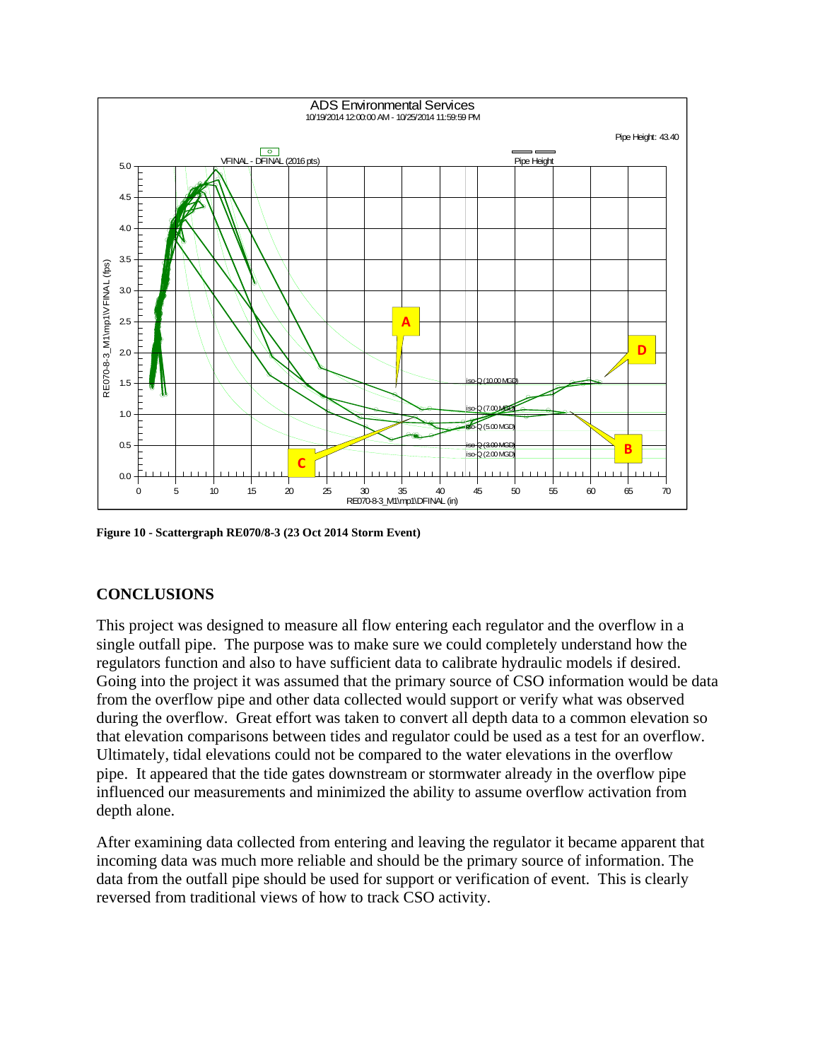**Figure 10 - Scattergraph RE070/8-3 (23 Oct 2014 Storm Event)**

## CONCLUSIONS

This project was designed to measure all flow entering each regulator and the overflow in a single outfall pipe. The purpose was to make sure we could completely understand how the regulators function and also to have sufficient data to calibrate hydraulic models if desired. Going into the project it was assumed that the primary source of CSO information would be data from the overflow pipe and other data collected would support or verify what was observed during the overflow. Great effort was taken to convert all depth data to a common elevation so that elevation comparisons between tides and regulator could be used as a test for an overflow. Ultimately, tidal elevations could not be compared to the water elevations in the overflow pipe. It appeared that the tide gates downstream or stormwater already in the overflow pipe influenced our measurements and minimized the ability to assume overflow activation from depth alone.

After examining data collected from entering and leaving the regulator it became apparent that incoming data was much more reliable and should be the primary source of information. The data from the outfall pipe should be used for support or verification of event. This is clearly reversed from traditional views of how to track CSO activity.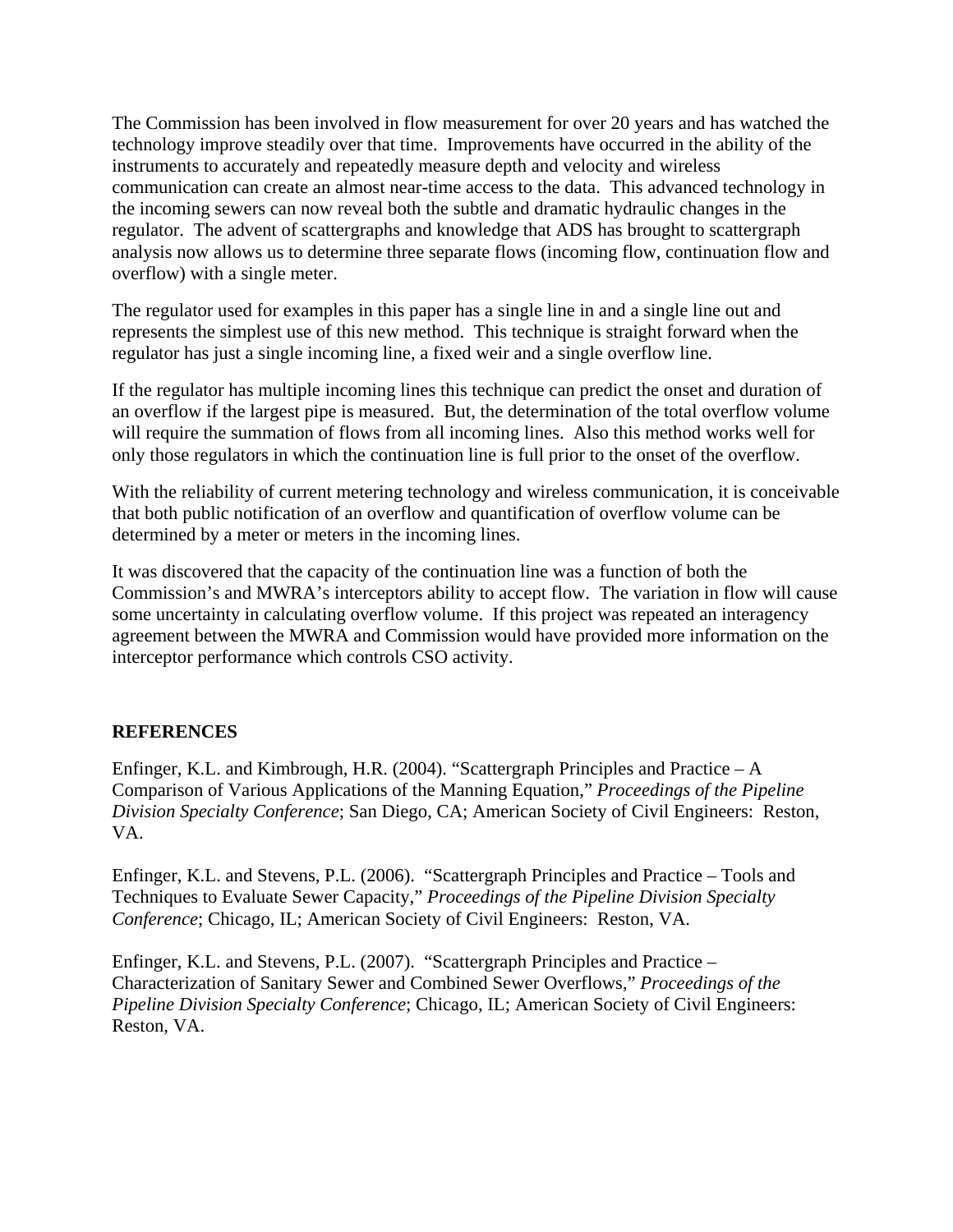The Commission has been involved in flow measurement for over 20 years and has watched the technology improve steadily over that time. Improvements have occurred in the ability of the instruments to accurately and repeatedly measure depth and velocity and wireless communication can create an almost near-time access to the data. This advanced technology in the incoming sewers can now reveal both the subtle and dramatic hydraulic changes in the regulator. The advent of scattergraphs and knowledge that ADS has brought to scattergraph analysis now allows us to determine three separate flows (incoming flow, continuation flow and overflow) with a single meter.

The regulator used for examples in this paper has a single line in and a single line out and represents the simplest use of this new method. This technique is straight forward when the regulator has just a single incoming line, a fixed weir and a single overflow line.

If the regulator has multiple incoming lines this technique can predict the onset and duration of an overflow if the largest pipe is measured. But, the determination of the total overflow volume will require the summation of flows from all incoming lines. Also this method works well for only those regulators in which the continuation line is full prior to the onset of the overflow.

With the reliability of current metering technology and wireless communication, it is conceivable that both public notification of an overflow and quantification of overflow volume can be determined by a meter or meters in the incoming lines.

It was discovered that the capacity of the continuation line was a function of both the Commission's and MWRA's interceptors ability to accept flow. The variation in flow will cause some uncertainty in calculating overflow volume. If this project was repeated an interagency agreement between the MWRA and Commission would have provided more information on the interceptor performance which controls CSO activity.

## REFERENCES

Enfinger, K.L. and Kimbrough, H.R. (2004). "Scattergraph Principles and Practice – A Comparison of Various Applications of the Manning Equation," *Proceedings of the Pipeline Division Specialty Conference*; San Diego, CA; American Society of Civil Engineers: Reston, VA.

Enfinger, K.L. and Stevens, P.L. (2006). "Scattergraph Principles and Practice – Tools and Techniques to Evaluate Sewer Capacity," *Proceedings of the Pipeline Division Specialty Conference*; Chicago, IL; American Society of Civil Engineers: Reston, VA.

Enfinger, K.L. and Stevens, P.L. (2007). "Scattergraph Principles and Practice – Characterization of Sanitary Sewer and Combined Sewer Overflows," *Proceedings of the Pipeline Division Specialty Conference*; Chicago, IL; American Society of Civil Engineers: Reston, VA.